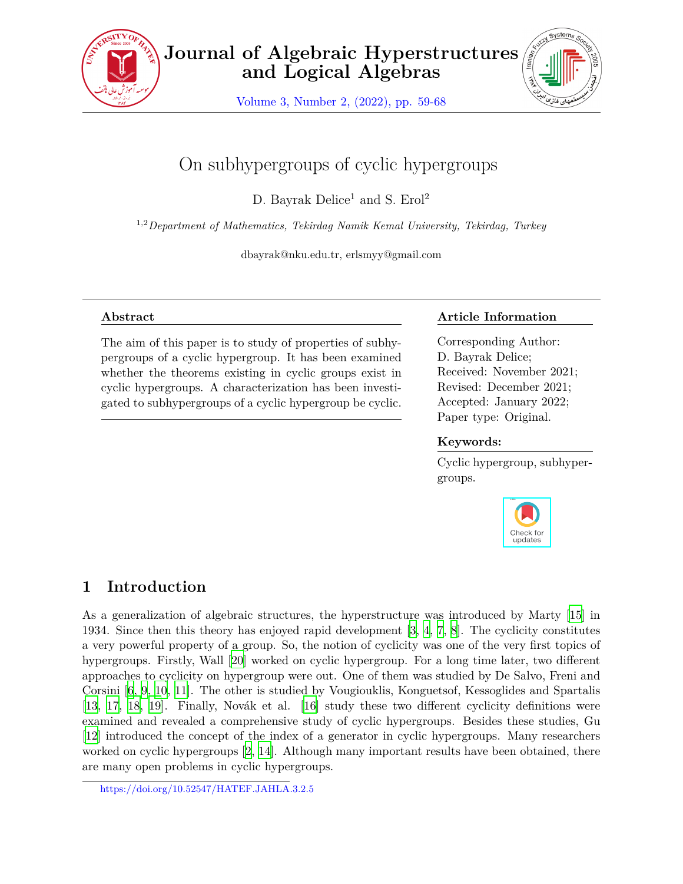# On subhypergroups of cyclic hypergroups

D. Bayrak Delice[1] and S. Erol[2]

[1,2] *Department of Mathematics, Tekirdag Namik Kemal University, Tekirdag, Turkey*

dbayrak@nku.edu.tr, erlsmyy@gmail.com

**Abstract**

The aim of this paper is to study of properties of subhypergroups of a cyclic hypergroup. It has been examined whether the theorems existing in cyclic groups exist in cyclic hypergroups. A characterization has been investigated to subhypergroups of a cyclic hypergroup be cyclic.

**Article Information**

Corresponding Author: D. Bayrak Delice;
Received: November 2021;
Revised: December 2021;
Accepted: January 2022;
Paper type: Original.

**Keywords:**

Cyclic hypergroup, subhypergroups.

## 1 Introduction

As a generalization of algebraic structures, the hyperstructure was introduced by Marty [15] in 1934. Since then this theory has enjoyed rapid development [3, 4, 7, 8]. The cyclicity constitutes a very powerful property of a group. So, the notion of cyclicity was one of the very first topics of hypergroups. Firstly, Wall [20] worked on cyclic hypergroup. For a long time later, two different approaches to cyclicity on hypergroup were out. One of them was studied by De Salvo, Freni and Corsini [6, 9, 10, 11]. The other is studied by Vougiouklis, Konguetsof, Kessoglides and Spartalis [13, 17, 18, 19]. Finally, Novák et al. [16] study these two different cyclicity definitions were examined and revealed a comprehensive study of cyclic hypergroups. Besides these studies, Gu [12] introduced the concept of the index of a generator in cyclic hypergroups. Many researchers worked on cyclic hypergroups [2, 14]. Although many important results have been obtained, there are many open problems in cyclic hypergroups.

https://doi.org/10.52547/HATEF.JAHLA.3.2.5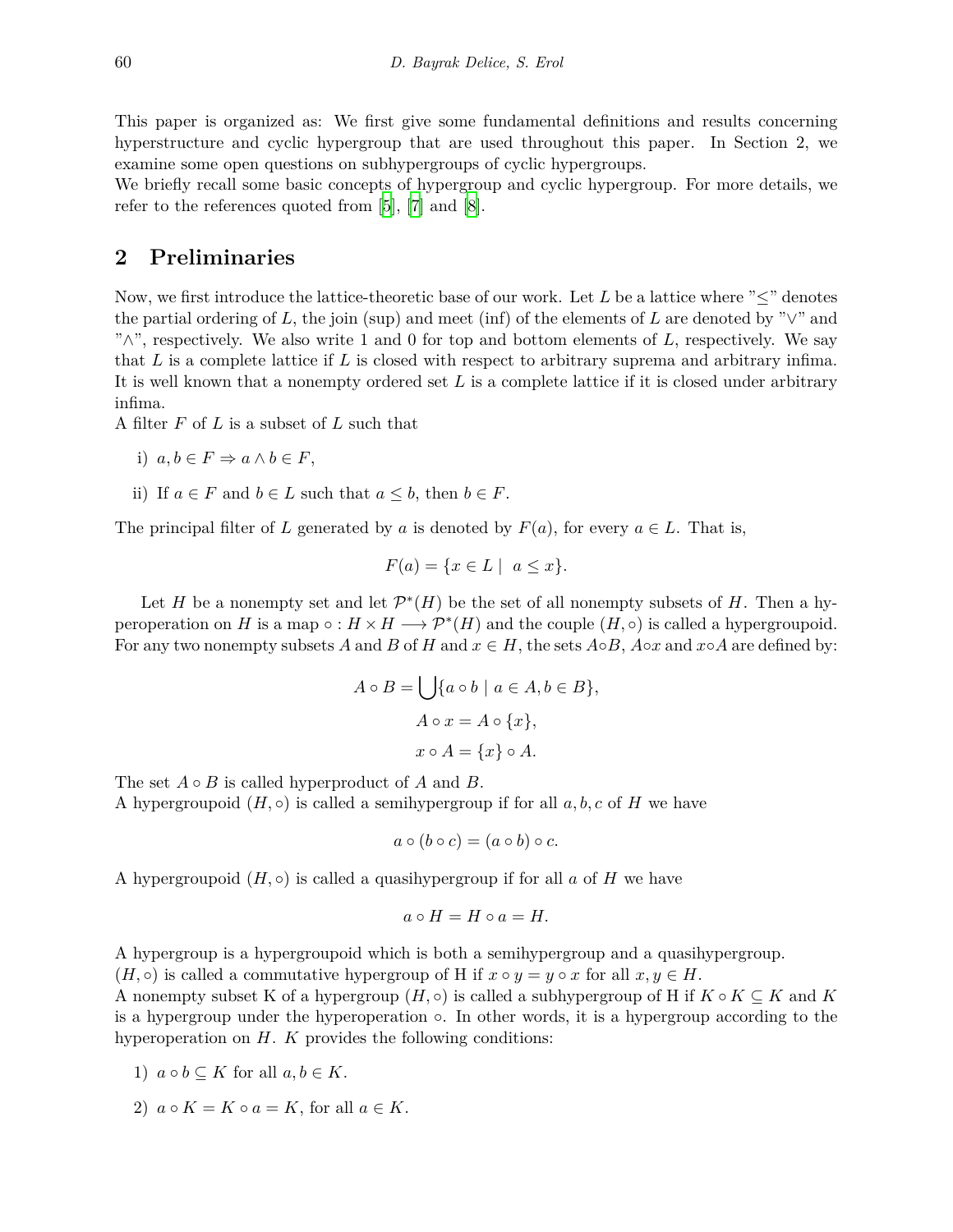This paper is organized as: We first give some fundamental definitions and results concerning hyperstructure and cyclic hypergroup that are used throughout this paper. In Section 2, we examine some open questions on subhypergroups of cyclic hypergroups.

We briefly recall some basic concepts of hypergroup and cyclic hypergroup. For more details, we refer to the references quoted from [5], [7] and [8].

## 2 Preliminaries

Now, we first introduce the lattice-theoretic base of our work. Let $L$ be a lattice where "$\leq$" denotes the partial ordering of $L$, the join (sup) and meet (inf) of the elements of $L$ are denoted by "$\vee$" and "$\wedge$", respectively. We also write 1 and 0 for top and bottom elements of $L$, respectively. We say that $L$ is a complete lattice if $L$ is closed with respect to arbitrary suprema and arbitrary infima. It is well known that a nonempty ordered set $L$ is a complete lattice if it is closed under arbitrary infima.

A filter $F$ of $L$ is a subset of $L$ such that

i) $a, b \in F \Rightarrow a \wedge b \in F$,

ii) If $a \in F$ and $b \in L$ such that $a \leq b$, then $b \in F$.

The principal filter of $L$ generated by $a$ is denoted by $F(a)$, for every $a \in L$. That is,

$$F(a) = \{x \in L \mid \ a \leq x\}.$$

Let $H$ be a nonempty set and let $\mathcal{P}^*(H)$ be the set of all nonempty subsets of $H$. Then a hyperoperation on $H$ is a map $\circ : H \times H \longrightarrow \mathcal{P}^*(H)$ and the couple $(H, \circ)$ is called a hypergroupoid. For any two nonempty subsets $A$ and $B$ of $H$ and $x \in H$, the sets $A \circ B$, $A \circ x$ and $x \circ A$ are defined by:

$$A \circ B = \bigcup \{a \circ b \mid a \in A, b \in B\},$$

$$A \circ x = A \circ \{x\},$$

$$x \circ A = \{x\} \circ A.$$

The set $A \circ B$ is called hyperproduct of $A$ and $B$.

A hypergroupoid $(H, \circ)$ is called a semihypergroup if for all $a, b, c$ of $H$ we have

$$a \circ (b \circ c) = (a \circ b) \circ c.$$

A hypergroupoid $(H, \circ)$ is called a quasihypergroup if for all $a$ of $H$ we have

$$a \circ H = H \circ a = H.$$

A hypergroup is a hypergroupoid which is both a semihypergroup and a quasihypergroup.

$(H, \circ)$ is called a commutative hypergroup of H if $x \circ y = y \circ x$ for all $x, y \in H$.

A nonempty subset K of a hypergroup $(H, \circ)$ is called a subhypergroup of H if $K \circ K \subseteq K$ and $K$ is a hypergroup under the hyperoperation $\circ$. In other words, it is a hypergroup according to the hyperoperation on $H$. $K$ provides the following conditions:

1) $a \circ b \subseteq K$ for all $a, b \in K$.

2) $a \circ K = K \circ a = K$, for all $a \in K$.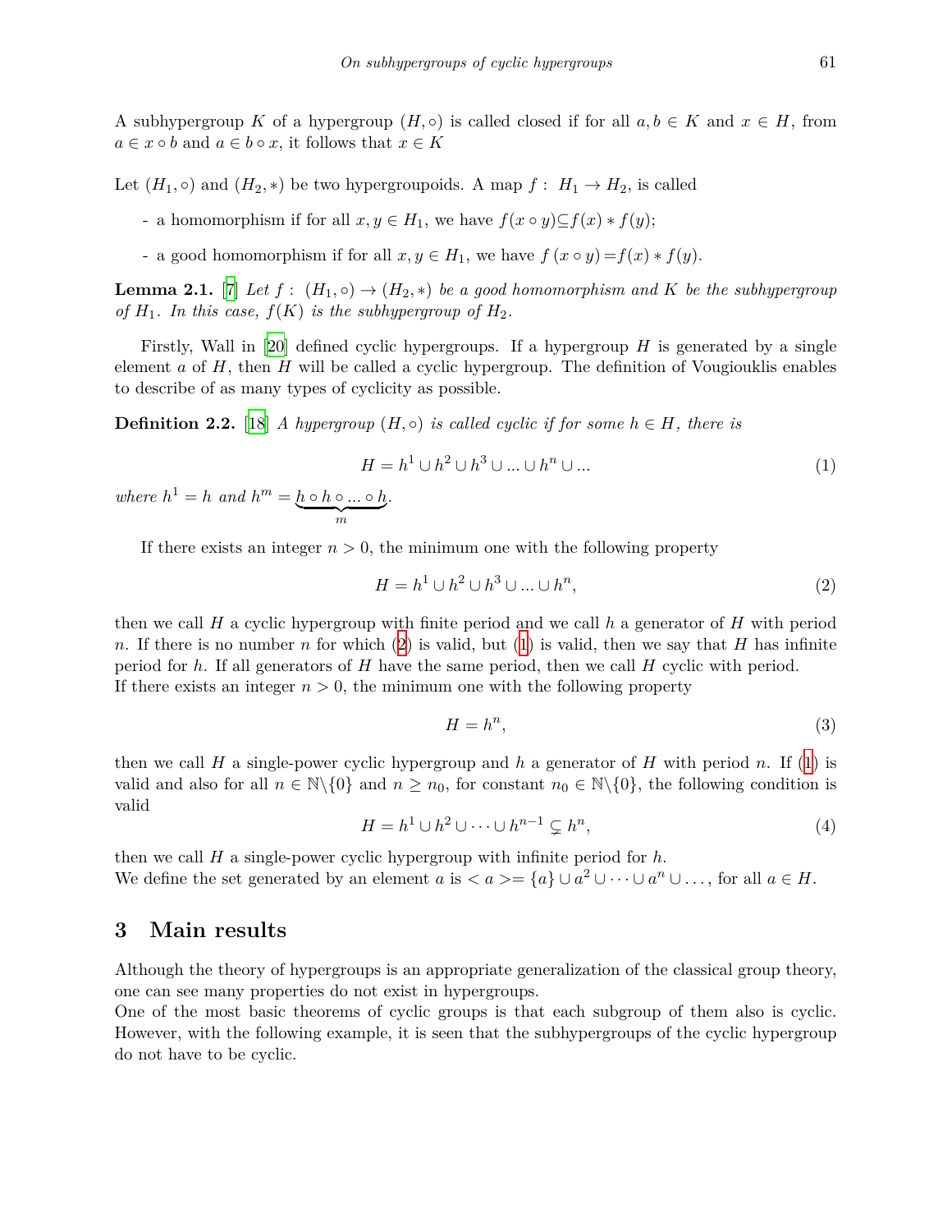A subhypergroup $K$ of a hypergroup $(H, \circ)$ is called closed if for all $a, b \in K$ and $x \in H$, from $a \in x \circ b$ and $a \in b \circ x$, it follows that $x \in K$

Let $(H_1, \circ)$ and $(H_2, *)$ be two hypergroupoids. A map $f : H_1 \to H_2$, is called

- a homomorphism if for all $x, y \in H_1$, we have $f(x \circ y) \subseteq f(x) * f(y)$;
- a good homomorphism if for all $x, y \in H_1$, we have $f(x \circ y) = f(x) * f(y)$.

**Lemma 2.1.** [7] *Let $f : (H_1, \circ) \to (H_2, *)$ be a good homomorphism and $K$ be the subhypergroup of $H_1$. In this case, $f(K)$ is the subhypergroup of $H_2$.*

Firstly, Wall in [20] defined cyclic hypergroups. If a hypergroup $H$ is generated by a single element $a$ of $H$, then $H$ will be called a cyclic hypergroup. The definition of Vougiouklis enables to describe of as many types of cyclicity as possible.

**Definition 2.2.** [18] *A hypergroup $(H, \circ)$ is called cyclic if for some $h \in H$, there is*

$$H = h^1 \cup h^2 \cup h^3 \cup ... \cup h^n \cup ... \tag{1}$$

*where $h^1 = h$ and $h^m = \underbrace{h \circ h \circ ... \circ h}_{m}$.*

If there exists an integer $n > 0$, the minimum one with the following property

$$H = h^1 \cup h^2 \cup h^3 \cup ... \cup h^n, \tag{2}$$

then we call $H$ a cyclic hypergroup with finite period and we call $h$ a generator of $H$ with period $n$. If there is no number $n$ for which (2) is valid, but (1) is valid, then we say that $H$ has infinite period for $h$. If all generators of $H$ have the same period, then we call $H$ cyclic with period.
If there exists an integer $n > 0$, the minimum one with the following property

$$H = h^n, \tag{3}$$

then we call $H$ a single-power cyclic hypergroup and $h$ a generator of $H$ with period $n$. If (1) is valid and also for all $n \in \mathbb{N}\backslash\{0\}$ and $n \geq n_0$, for constant $n_0 \in \mathbb{N}\backslash\{0\}$, the following condition is valid

$$H = h^1 \cup h^2 \cup \cdots \cup h^{n-1} \subsetneq h^n, \tag{4}$$

then we call $H$ a single-power cyclic hypergroup with infinite period for $h$.
We define the set generated by an element $a$ is $< a >= \{a\} \cup a^2 \cup \cdots \cup a^n \cup \ldots$, for all $a \in H$.

## 3 Main results

Although the theory of hypergroups is an appropriate generalization of the classical group theory, one can see many properties do not exist in hypergroups.
One of the most basic theorems of cyclic groups is that each subgroup of them also is cyclic. However, with the following example, it is seen that the subhypergroups of the cyclic hypergroup do not have to be cyclic.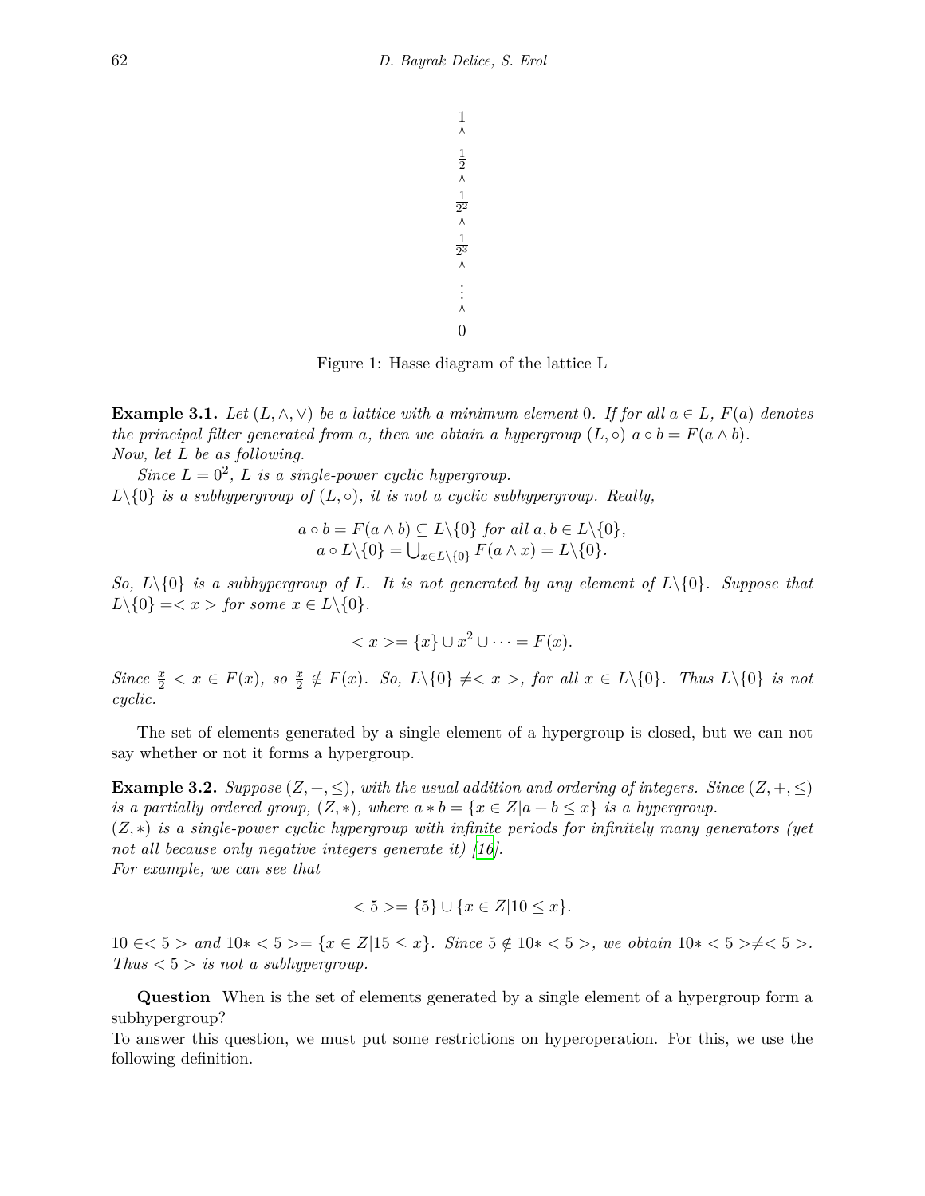Figure 1: Hasse diagram of the lattice L

**Example 3.1.** *Let $(L, \wedge, \vee)$ be a lattice with a minimum element 0. If for all $a \in L$, $F(a)$ denotes the principal filter generated from $a$, then we obtain a hypergroup $(L, \circ)$ $a \circ b = F(a \wedge b)$.*
*Now, let $L$ be as following.*

*Since $L = 0^2$, $L$ is a single-power cyclic hypergroup.*
*$L \backslash \{0\}$ is a subhypergroup of $(L, \circ)$, it is not a cyclic subhypergroup. Really,*

$$a \circ b = F(a \wedge b) \subseteq L \backslash \{0\} \text{ for all } a, b \in L \backslash \{0\},$$
$$a \circ L \backslash \{0\} = \bigcup_{x \in L \backslash \{0\}} F(a \wedge x) = L \backslash \{0\}.$$

*So, $L \backslash \{0\}$ is a subhypergroup of $L$. It is not generated by any element of $L \backslash \{0\}$. Suppose that $L \backslash \{0\} = < x >$ for some $x \in L \backslash \{0\}$.*

$$< x >= \{x\} \cup x^2 \cup \cdots = F(x).$$

*Since $\frac{x}{2} < x \in F(x)$, so $\frac{x}{2} \notin F(x)$. So, $L \backslash \{0\} \neq < x >$, for all $x \in L \backslash \{0\}$. Thus $L \backslash \{0\}$ is not cyclic.*

The set of elements generated by a single element of a hypergroup is closed, but we can not say whether or not it forms a hypergroup.

**Example 3.2.** *Suppose $(Z, +, \leq)$, with the usual addition and ordering of integers. Since $(Z, +, \leq)$ is a partially ordered group, $(Z, *)$, where $a * b = \{x \in Z | a + b \leq x\}$ is a hypergroup.*
*$(Z, *)$ is a single-power cyclic hypergroup with infinite periods for infinitely many generators (yet not all because only negative integers generate it) [16].*
*For example, we can see that*

$$< 5 >= \{5\} \cup \{x \in Z | 10 \leq x\}.$$

*$10 \in < 5 >$ and $10 * < 5 >= \{x \in Z | 15 \leq x\}$. Since $5 \notin 10 * < 5 >$, we obtain $10 * < 5 > \neq < 5 >$. Thus $< 5 >$ is not a subhypergroup.*

**Question** When is the set of elements generated by a single element of a hypergroup form a subhypergroup?
To answer this question, we must put some restrictions on hyperoperation. For this, we use the following definition.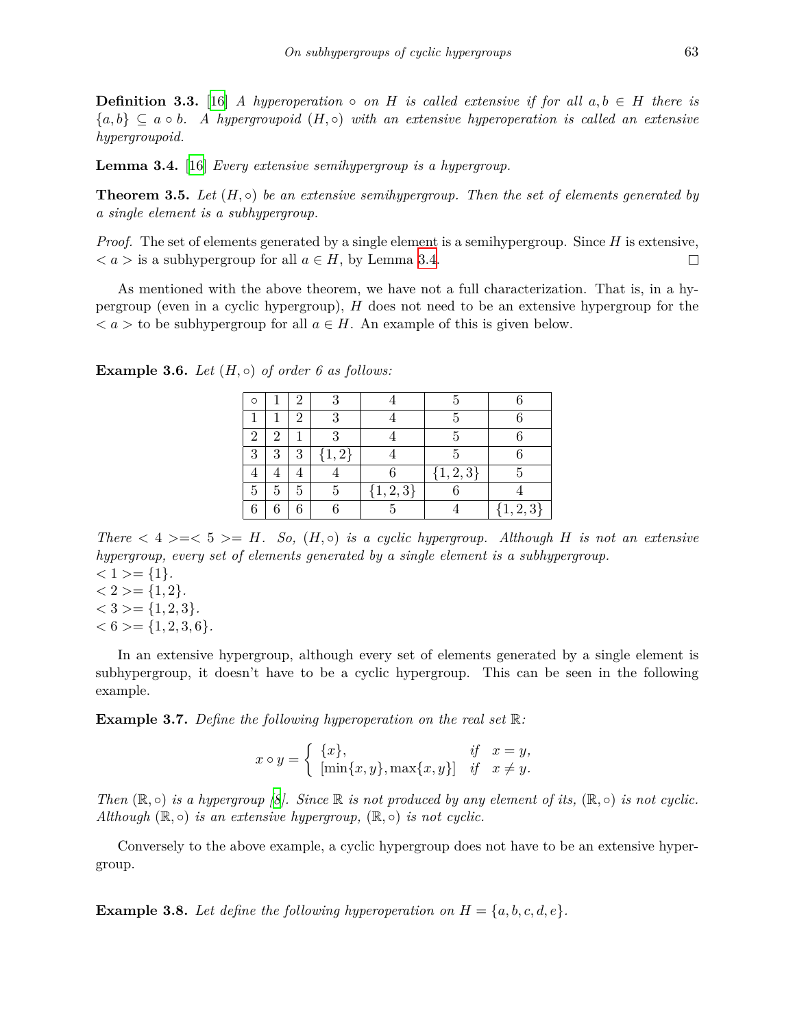**Definition 3.3.** [16] *A hyperoperation $\circ$ on $H$ is called extensive if for all $a, b \in H$ there is $\{a, b\} \subseteq a \circ b$. A hypergroupoid $(H, \circ)$ with an extensive hyperoperation is called an extensive hypergroupoid.*

**Lemma 3.4.** [16] *Every extensive semihypergroup is a hypergroup.*

**Theorem 3.5.** *Let $(H, \circ)$ be an extensive semihypergroup. Then the set of elements generated by a single element is a subhypergroup.*

*Proof.* The set of elements generated by a single element is a semihypergroup. Since $H$ is extensive, $< a >$ is a subhypergroup for all $a \in H$, by Lemma 3.4. □

As mentioned with the above theorem, we have not a full characterization. That is, in a hypergroup (even in a cyclic hypergroup), $H$ does not need to be an extensive hypergroup for the $< a >$ to be subhypergroup for all $a \in H$. An example of this is given below.

**Example 3.6.** *Let $(H, \circ)$ of order 6 as follows:*

| $\circ$ | 1 | 2 | 3 | 4 | 5 | 6 |
|---|---|---|---|---|---|---|
| 1 | 1 | 2 | 3 | 4 | 5 | 6 |
| 2 | 2 | 1 | 3 | 4 | 5 | 6 |
| 3 | 3 | 3 | $\{1,2\}$ | 4 | 5 | 6 |
| 4 | 4 | 4 | 4 | 6 | $\{1,2,3\}$ | 5 |
| 5 | 5 | 5 | 5 | $\{1,2,3\}$ | 6 | 4 |
| 6 | 6 | 6 | 6 | 5 | 4 | $\{1,2,3\}$ |

*There $< 4 >=< 5 >= H$. So, $(H, \circ)$ is a cyclic hypergroup. Although $H$ is not an extensive hypergroup, every set of elements generated by a single element is a subhypergroup.*
$< 1 >= \{1\}$.
$< 2 >= \{1, 2\}$.
$< 3 >= \{1, 2, 3\}$.
$< 6 >= \{1, 2, 3, 6\}$.

In an extensive hypergroup, although every set of elements generated by a single element is subhypergroup, it doesn't have to be a cyclic hypergroup. This can be seen in the following example.

**Example 3.7.** *Define the following hyperoperation on the real set $\mathbb{R}$:*

$$x \circ y = \begin{cases} \{x\}, & \text{if} \quad x = y, \\ [\min\{x, y\}, \max\{x, y\}] & \text{if} \quad x \neq y. \end{cases}$$

*Then $(\mathbb{R}, \circ)$ is a hypergroup [8]. Since $\mathbb{R}$ is not produced by any element of its, $(\mathbb{R}, \circ)$ is not cyclic. Although $(\mathbb{R}, \circ)$ is an extensive hypergroup, $(\mathbb{R}, \circ)$ is not cyclic.*

Conversely to the above example, a cyclic hypergroup does not have to be an extensive hypergroup.

**Example 3.8.** *Let define the following hyperoperation on $H = \{a, b, c, d, e\}$.*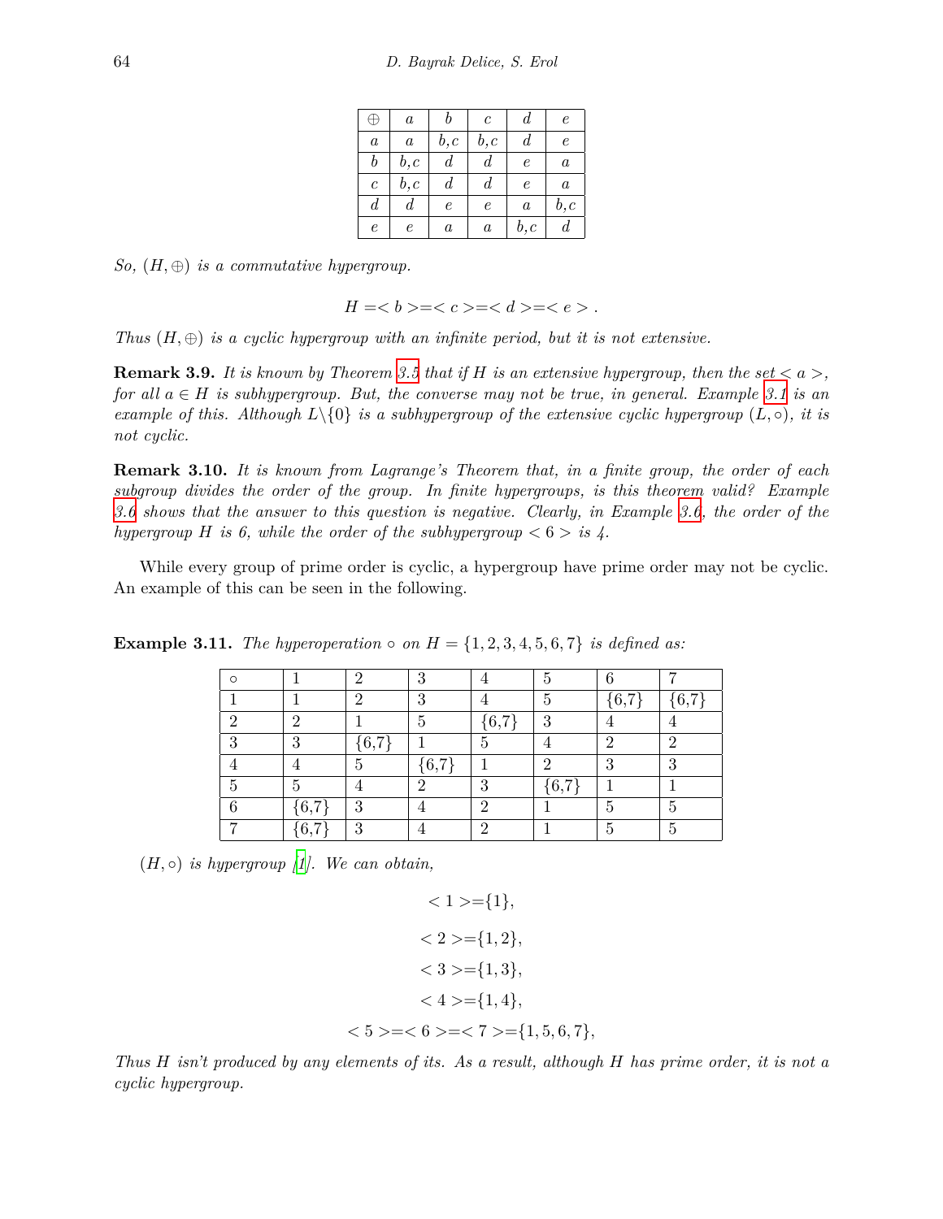| $\oplus$ | $a$ | $b$ | $c$ | $d$ | $e$ |
|---|---|---|---|---|---|
| $a$ | $a$ | $b,c$ | $b,c$ | $d$ | $e$ |
| $b$ | $b,c$ | $d$ | $d$ | $e$ | $a$ |
| $c$ | $b,c$ | $d$ | $d$ | $e$ | $a$ |
| $d$ | $d$ | $e$ | $e$ | $a$ | $b,c$ |
| $e$ | $e$ | $a$ | $a$ | $b,c$ | $d$ |

*So, $(H, \oplus)$ is a commutative hypergroup.*

$$H =< b >=< c >=< d >=< e > .$$

*Thus $(H, \oplus)$ is a cyclic hypergroup with an infinite period, but it is not extensive.*

**Remark 3.9.** *It is known by Theorem 3.5 that if $H$ is an extensive hypergroup, then the set $< a >$, for all $a \in H$ is subhypergroup. But, the converse may not be true, in general. Example 3.1 is an example of this. Although $L \backslash \{0\}$ is a subhypergroup of the extensive cyclic hypergroup $(L, \circ)$, it is not cyclic.*

**Remark 3.10.** *It is known from Lagrange's Theorem that, in a finite group, the order of each subgroup divides the order of the group. In finite hypergroups, is this theorem valid? Example 3.6 shows that the answer to this question is negative. Clearly, in Example 3.6, the order of the hypergroup $H$ is 6, while the order of the subhypergroup $< 6 >$ is 4.*

While every group of prime order is cyclic, a hypergroup have prime order may not be cyclic. An example of this can be seen in the following.

**Example 3.11.** *The hyperoperation $\circ$ on $H = \{1, 2, 3, 4, 5, 6, 7\}$ is defined as:*

| $\circ$ | 1 | 2 | 3 | 4 | 5 | 6 | 7 |
|---|---|---|---|---|---|---|---|
| 1 | 1 | 2 | 3 | 4 | 5 | {6,7} | {6,7} |
| 2 | 2 | 1 | 5 | {6,7} | 3 | 4 | 4 |
| 3 | 3 | {6,7} | 1 | 5 | 4 | 2 | 2 |
| 4 | 4 | 5 | {6,7} | 1 | 2 | 3 | 3 |
| 5 | 5 | 4 | 2 | 3 | {6,7} | 1 | 1 |
| 6 | {6,7} | 3 | 4 | 2 | 1 | 5 | 5 |
| 7 | {6,7} | 3 | 4 | 2 | 1 | 5 | 5 |

*$(H, \circ)$ is hypergroup [1]. We can obtain,*

$$< 1 >=\{1\},$$

$$< 2 >=\{1, 2\},$$

$$< 3 >=\{1, 3\},$$

$$< 4 >=\{1, 4\},$$

$$< 5 >=< 6 >=< 7 >=\{1, 5, 6, 7\},$$

*Thus $H$ isn't produced by any elements of its. As a result, although $H$ has prime order, it is not a cyclic hypergroup.*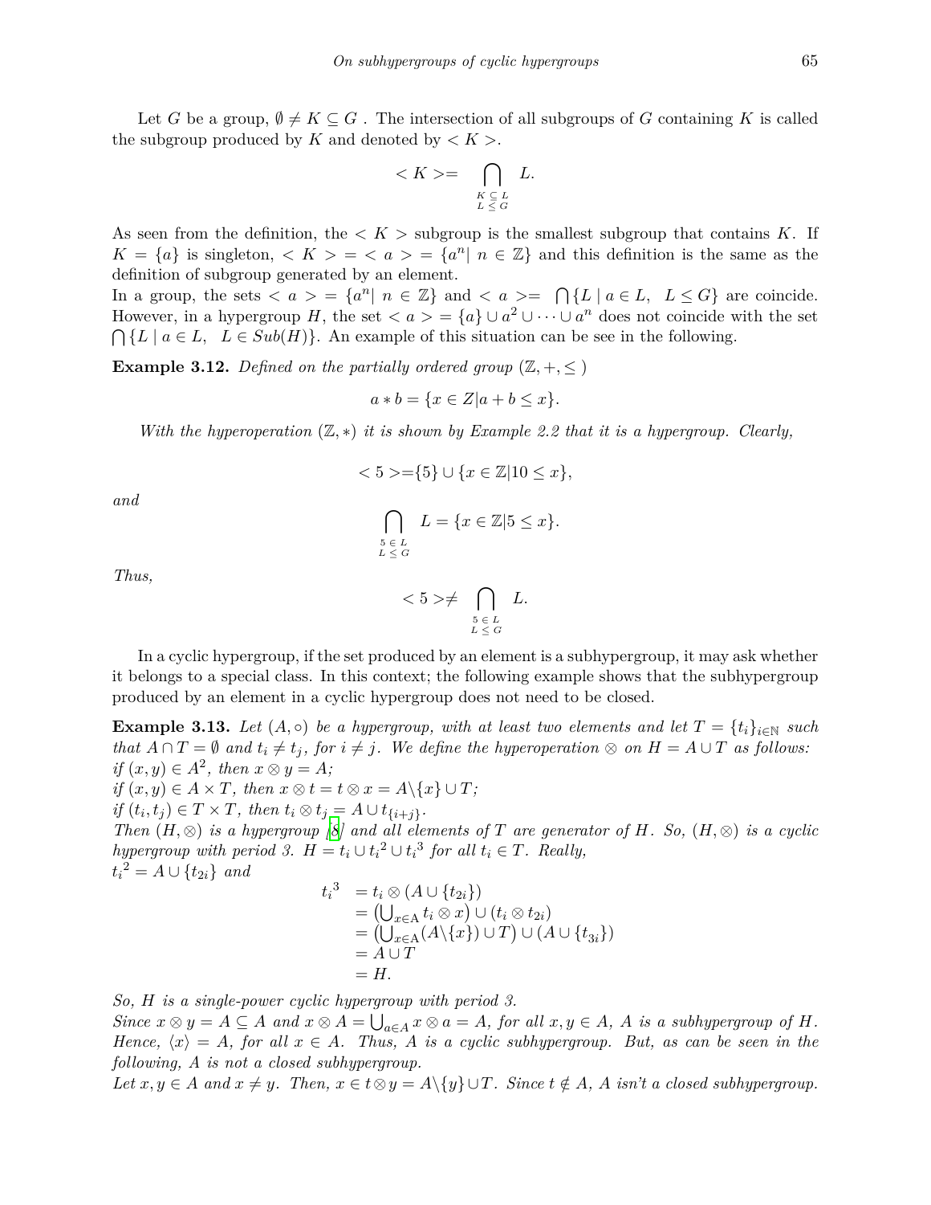Let $G$ be a group, $\emptyset \neq K \subseteq G$ . The intersection of all subgroups of $G$ containing $K$ is called the subgroup produced by $K$ and denoted by $< K >$.

$$< K >= \bigcap_{\substack{K \subseteq L \\ L \leq G}} L.$$

As seen from the definition, the $< K >$ subgroup is the smallest subgroup that contains $K$. If $K = \{a\}$ is singleton, $< K > = < a > = \{a^n | \ n \in \mathbb{Z}\}$ and this definition is the same as the definition of subgroup generated by an element.
In a group, the sets $< a > = \{a^n | \ n \in \mathbb{Z}\}$ and $< a >= \ \bigcap\{L \mid a \in L, \ \ L \leq G\}$ are coincide. However, in a hypergroup $H$, the set $< a > = \{a\} \cup a^2 \cup \cdots \cup a^n$ does not coincide with the set $\bigcap\{L \mid a \in L, \ \ L \in Sub(H)\}$. An example of this situation can be see in the following.

**Example 3.12.** *Defined on the partially ordered group* $(\mathbb{Z}, +, \leq)$

$$a * b = \{x \in Z | a + b \leq x\}.$$

*With the hyperoperation* $(\mathbb{Z}, *)$ *it is shown by Example 2.2 that it is a hypergroup. Clearly,*

$$< 5 >= \{5\} \cup \{x \in \mathbb{Z} | 10 \leq x\},$$

*and*

$$\bigcap_{\substack{5 \in L \\ L \leq G}} L = \{x \in \mathbb{Z} | 5 \leq x\}.$$

*Thus,*

$$< 5 > \neq \bigcap_{\substack{5 \in L \\ L \leq G}} L.$$

In a cyclic hypergroup, if the set produced by an element is a subhypergroup, it may ask whether it belongs to a special class. In this context; the following example shows that the subhypergroup produced by an element in a cyclic hypergroup does not need to be closed.

**Example 3.13.** *Let* $(A, \circ)$ *be a hypergroup, with at least two elements and let* $T = \{t_i\}_{i \in \mathbb{N}}$ *such that* $A \cap T = \emptyset$ *and* $t_i \neq t_j$*, for* $i \neq j$*. We define the hyperoperation* $\otimes$ *on* $H = A \cup T$ *as follows:*
*if* $(x, y) \in A^2$*, then* $x \otimes y = A$*;*
*if* $(x, y) \in A \times T$*, then* $x \otimes t = t \otimes x = A \backslash \{x\} \cup T$*;*
*if* $(t_i, t_j) \in T \times T$*, then* $t_i \otimes t_j = A \cup t_{\{i+j\}}$*.*
*Then* $(H, \otimes)$ *is a hypergroup [8] and all elements of* $T$ *are generator of* $H$*. So,* $(H, \otimes)$ *is a cyclic hypergroup with period 3.* $H = t_i \cup {t_i}^2 \cup {t_i}^3$ *for all* $t_i \in T$*. Really,*
${t_i}^2 = A \cup \{t_{2i}\}$ *and*

$$\begin{aligned}
{t_i}^3 &= t_i \otimes (A \cup \{t_{2i}\}) \\
&= \left(\textstyle\bigcup_{x \in \mathrm{A}} t_i \otimes x\right) \cup (t_i \otimes t_{2i}) \\
&= \left(\textstyle\bigcup_{x \in \mathrm{A}} (A \backslash \{x\}) \cup T\right) \cup (A \cup \{t_{3i}\}) \\
&= A \cup T \\
&= H.
\end{aligned}$$

*So,* $H$ *is a single-power cyclic hypergroup with period 3.*
*Since* $x \otimes y = A \subseteq A$ *and* $x \otimes A = \bigcup_{a \in A} x \otimes a = A$*, for all* $x, y \in A$*,* $A$ *is a subhypergroup of* $H$*. Hence,* $\langle x \rangle = A$*, for all* $x \in A$*. Thus,* $A$ *is a cyclic subhypergroup. But, as can be seen in the following,* $A$ *is not a closed subhypergroup.*
*Let* $x, y \in A$ *and* $x \neq y$*. Then,* $x \in t \otimes y = A \backslash \{y\} \cup T$*. Since* $t \notin A$*,* $A$ *isn't a closed subhypergroup.*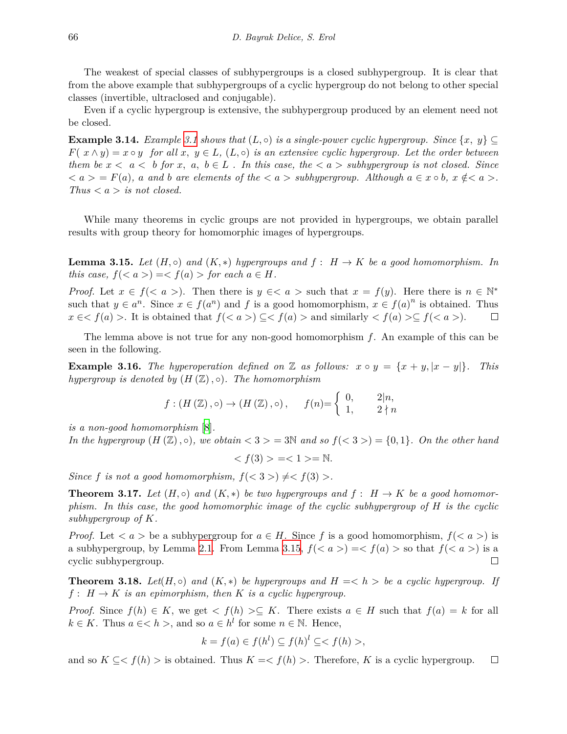The weakest of special classes of subhypergroups is a closed subhypergroup. It is clear that from the above example that subhypergroups of a cyclic hypergroup do not belong to other special classes (invertible, ultraclosed and conjugable).

Even if a cyclic hypergroup is extensive, the subhypergroup produced by an element need not be closed.

**Example 3.14.** *Example 3.1 shows that $(L, \circ)$ is a single-power cyclic hypergroup. Since $\{x,\ y\} \subseteq F(\ x \wedge y) = x \circ y$ for all $x,\ y \in L$, $(L, \circ)$ is an extensive cyclic hypergroup. Let the order between them be $x < \ a < \ b$ for $x,\ a,\ b \in L$ . In this case, the $< a >$ subhypergroup is not closed. Since $< a > = F(a)$, $a$ and $b$ are elements of the $< a >$ subhypergroup. Although $a \in x \circ b$, $x \notin < a >$. Thus $< a >$ is not closed.*

While many theorems in cyclic groups are not provided in hypergroups, we obtain parallel results with group theory for homomorphic images of hypergroups.

**Lemma 3.15.** *Let $(H, \circ)$ and $(K, *)$ hypergroups and $f:\ H \to K$ be a good homomorphism. In this case, $f(< a >) =< f(a) >$ for each $a \in H$.*

*Proof.* Let $x \in f(< a >)$. Then there is $y \in < a >$ such that $x = f(y)$. Here there is $n \in \mathbb{N}^*$ such that $y \in a^n$. Since $x \in f(a^n)$ and $f$ is a good homomorphism, $x \in f(a)^n$ is obtained. Thus $x \in < f(a) >$. It is obtained that $f(< a >) \subseteq < f(a) >$ and similarly $< f(a) > \subseteq f(< a >)$. ∎

The lemma above is not true for any non-good homomorphism $f$. An example of this can be seen in the following.

**Example 3.16.** *The hyperoperation defined on $\mathbb{Z}$ as follows: $x \circ y = \{x + y, |x - y|\}$. This hypergroup is denoted by $(H(\mathbb{Z}), \circ)$. The homomorphism*

$$f : (H(\mathbb{Z}), \circ) \to (H(\mathbb{Z}), \circ), \qquad f(n) = \begin{cases} 0, & 2|n, \\ 1, & 2 \nmid n \end{cases}$$

*is a non-good homomorphism [8].*
*In the hypergroup $(H(\mathbb{Z}), \circ)$, we obtain $< 3 > = 3\mathbb{N}$ and so $f(< 3 >) = \{0, 1\}$. On the other hand*

$$< f(3) > =< 1 >= \mathbb{N}.$$

*Since $f$ is not a good homomorphism, $f(< 3 >) \neq < f(3) >$.*

**Theorem 3.17.** *Let $(H, \circ)$ and $(K, *)$ be two hypergroups and $f:\ H \to K$ be a good homomorphism. In this case, the good homomorphic image of the cyclic subhypergroup of $H$ is the cyclic subhypergroup of $K$.*

*Proof.* Let $< a >$ be a subhypergroup for $a \in H$. Since $f$ is a good homomorphism, $f(< a >)$ is a subhypergroup, by Lemma 2.1. From Lemma 3.15, $f(< a >) =< f(a) >$ so that $f(< a >)$ is a cyclic subhypergroup. ∎

**Theorem 3.18.** *Let$(H, \circ)$ and $(K, *)$ be hypergroups and $H =< h >$ be a cyclic hypergroup. If $f:\ H \to K$ is an epimorphism, then $K$ is a cyclic hypergroup.*

*Proof.* Since $f(h) \in K$, we get $< f(h) > \subseteq K$. There exists $a \in H$ such that $f(a) = k$ for all $k \in K$. Thus $a \in < h >$, and so $a \in h^l$ for some $n \in \mathbb{N}$. Hence,

$$k = f(a) \in f(h^l) \subseteq f(h)^l \subseteq < f(h) >,$$

and so $K \subseteq < f(h) >$ is obtained. Thus $K =< f(h) >$. Therefore, $K$ is a cyclic hypergroup. ∎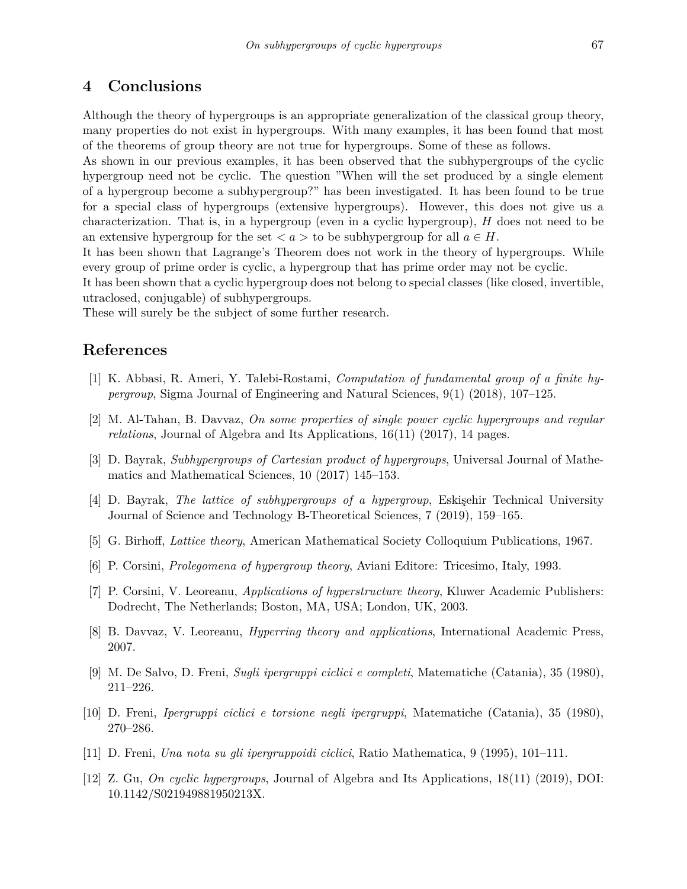## 4 Conclusions

Although the theory of hypergroups is an appropriate generalization of the classical group theory, many properties do not exist in hypergroups. With many examples, it has been found that most of the theorems of group theory are not true for hypergroups. Some of these as follows.

As shown in our previous examples, it has been observed that the subhypergroups of the cyclic hypergroup need not be cyclic. The question "When will the set produced by a single element of a hypergroup become a subhypergroup?" has been investigated. It has been found to be true for a special class of hypergroups (extensive hypergroups). However, this does not give us a characterization. That is, in a hypergroup (even in a cyclic hypergroup), $H$ does not need to be an extensive hypergroup for the set $< a >$ to be subhypergroup for all $a \in H$.

It has been shown that Lagrange's Theorem does not work in the theory of hypergroups. While every group of prime order is cyclic, a hypergroup that has prime order may not be cyclic.

It has been shown that a cyclic hypergroup does not belong to special classes (like closed, invertible, utraclosed, conjugable) of subhypergroups.

These will surely be the subject of some further research.

## References

[1] K. Abbasi, R. Ameri, Y. Talebi-Rostami, *Computation of fundamental group of a finite hypergroup*, Sigma Journal of Engineering and Natural Sciences, 9(1) (2018), 107–125.

[2] M. Al-Tahan, B. Davvaz, *On some properties of single power cyclic hypergroups and regular relations*, Journal of Algebra and Its Applications, 16(11) (2017), 14 pages.

[3] D. Bayrak, *Subhypergroups of Cartesian product of hypergroups*, Universal Journal of Mathematics and Mathematical Sciences, 10 (2017) 145–153.

[4] D. Bayrak, *The lattice of subhypergroups of a hypergroup*, Eskişehir Technical University Journal of Science and Technology B-Theoretical Sciences, 7 (2019), 159–165.

[5] G. Birhoff, *Lattice theory*, American Mathematical Society Colloquium Publications, 1967.

[6] P. Corsini, *Prolegomena of hypergroup theory*, Aviani Editore: Tricesimo, Italy, 1993.

[7] P. Corsini, V. Leoreanu, *Applications of hyperstructure theory*, Kluwer Academic Publishers: Dodrecht, The Netherlands; Boston, MA, USA; London, UK, 2003.

[8] B. Davvaz, V. Leoreanu, *Hyperring theory and applications*, International Academic Press, 2007.

[9] M. De Salvo, D. Freni, *Sugli ipergruppi ciclici e completi*, Matematiche (Catania), 35 (1980), 211–226.

[10] D. Freni, *Ipergruppi ciclici e torsione negli ipergruppi*, Matematiche (Catania), 35 (1980), 270–286.

[11] D. Freni, *Una nota su gli ipergruppoidi ciclici*, Ratio Mathematica, 9 (1995), 101–111.

[12] Z. Gu, *On cyclic hypergroups*, Journal of Algebra and Its Applications, 18(11) (2019), DOI: 10.1142/S021949881950213X.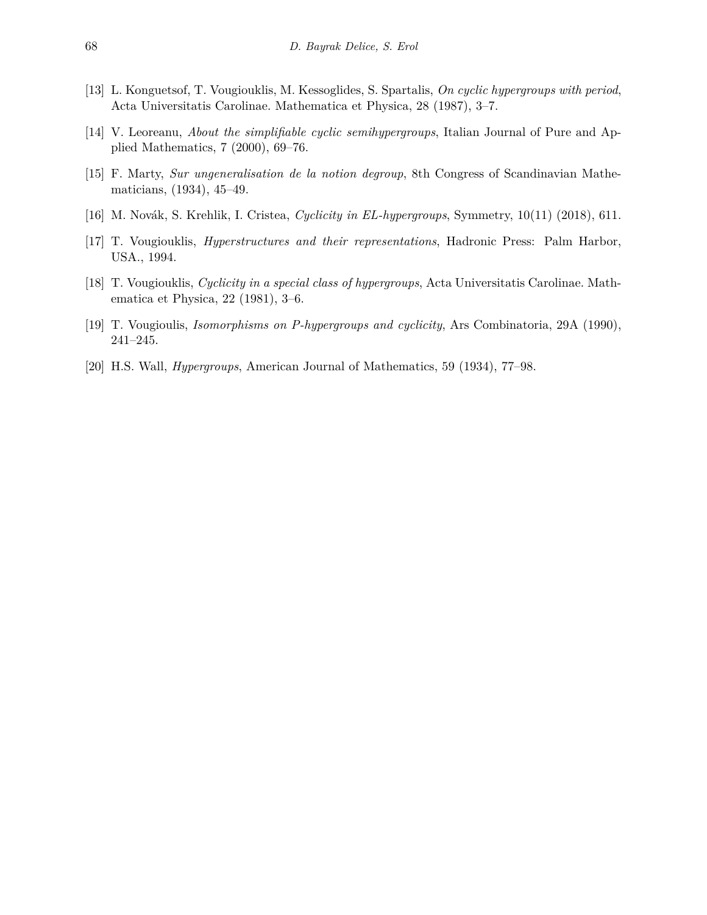[13] L. Konguetsof, T. Vougiouklis, M. Kessoglides, S. Spartalis, *On cyclic hypergroups with period*, Acta Universitatis Carolinae. Mathematica et Physica, 28 (1987), 3–7.

[14] V. Leoreanu, *About the simplifiable cyclic semihypergroups*, Italian Journal of Pure and Applied Mathematics, 7 (2000), 69–76.

[15] F. Marty, *Sur ungeneralisation de la notion degroup*, 8th Congress of Scandinavian Mathematicians, (1934), 45–49.

[16] M. Novák, S. Krehlik, I. Cristea, *Cyclicity in EL-hypergroups*, Symmetry, 10(11) (2018), 611.

[17] T. Vougiouklis, *Hyperstructures and their representations*, Hadronic Press: Palm Harbor, USA., 1994.

[18] T. Vougiouklis, *Cyclicity in a special class of hypergroups*, Acta Universitatis Carolinae. Mathematica et Physica, 22 (1981), 3–6.

[19] T. Vougioulis, *Isomorphisms on P-hypergroups and cyclicity*, Ars Combinatoria, 29A (1990), 241–245.

[20] H.S. Wall, *Hypergroups*, American Journal of Mathematics, 59 (1934), 77–98.